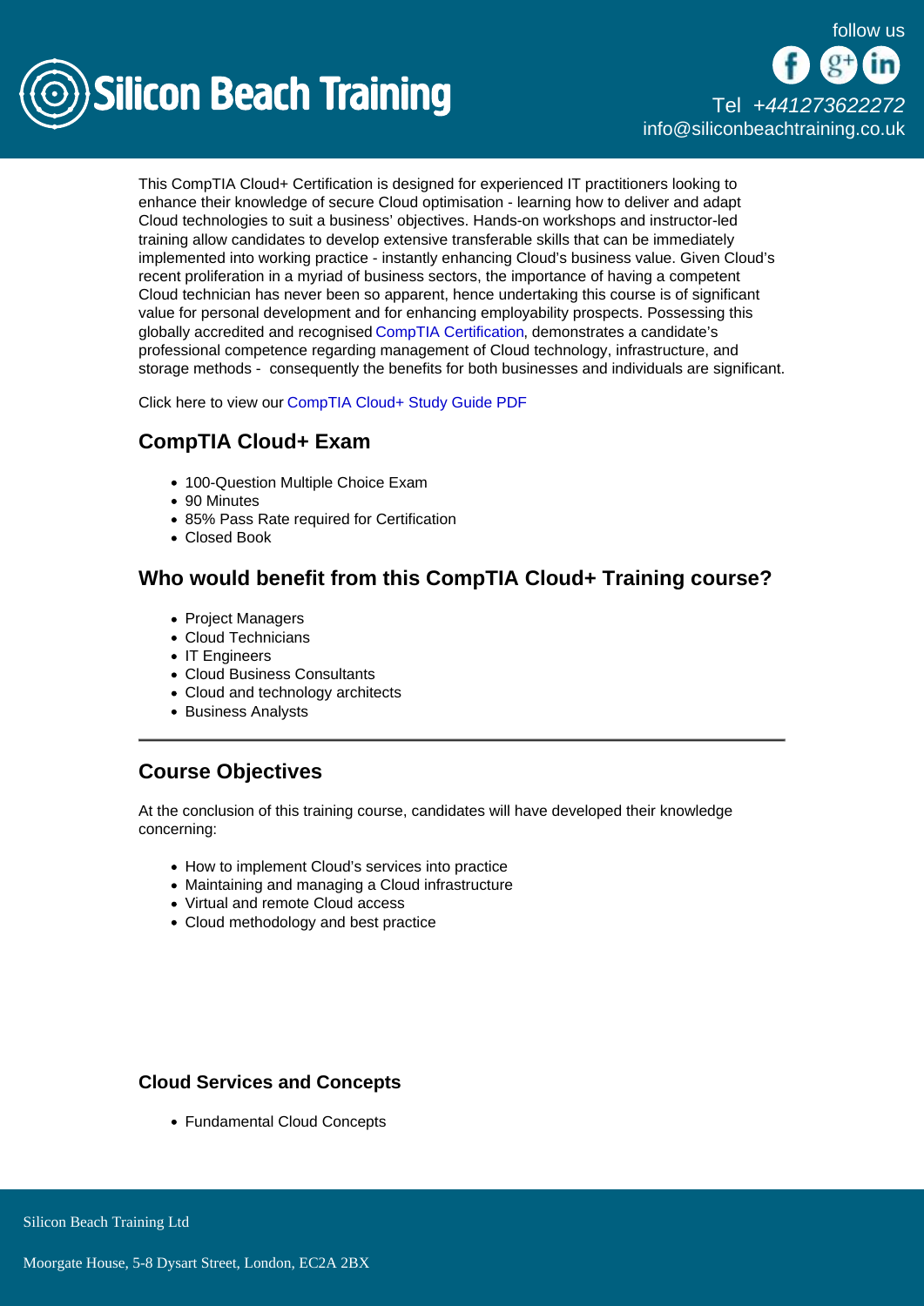This CompTIA Cloud+ Certification is designed for experienced IT practitioners looking to enhance their knowledge of secure Cloud optimisation - learning how to deliver and adapt Cloud technologies to suit a business' objectives. Hands-on workshops and instructor-led training allow candidates to develop extensive transferable skills that can be immediately implemented into working practice - instantly enhancing Cloud's business value. Given Cloud's recent proliferation in a myriad of business sectors, the importance of having a competent Cloud technician has never been so apparent, hence undertaking this course is of significant value for personal development and for enhancing employability prospects. Possessing this globally accredited and recognised CompTIA Certification, demonstrates a candidate's professional competence regarding management of Cloud technology, infrastructure, and storage methods - consequently the benefits for both businesses and individuals are significant.

Click here to view our CompTIA Cloud+ Study Guide PDF

## CompTIA Cloud+ Exam

- 100-Question Multiple Choice Exam
- 90 Minutes
- 85% Pass Rate required for Certification
- Closed Book

## Who would benefit from this CompTIA Cloud+ Training course?

- Project Managers
- Cloud Technicians
- IT Engineers
- Cloud Business Consultants
- Cloud and technology architects
- Business Analysts

---

## Course Objectives

At the conclusion of this training course, candidates will have developed their knowledge concerning:

- How to implement Cloud's services into practice
- Maintaining and managing a Cloud infrastructure
- Virtual and remote Cloud access
- Cloud methodology and best practice

### Cloud Services and Concepts

- Fundamental Cloud Concepts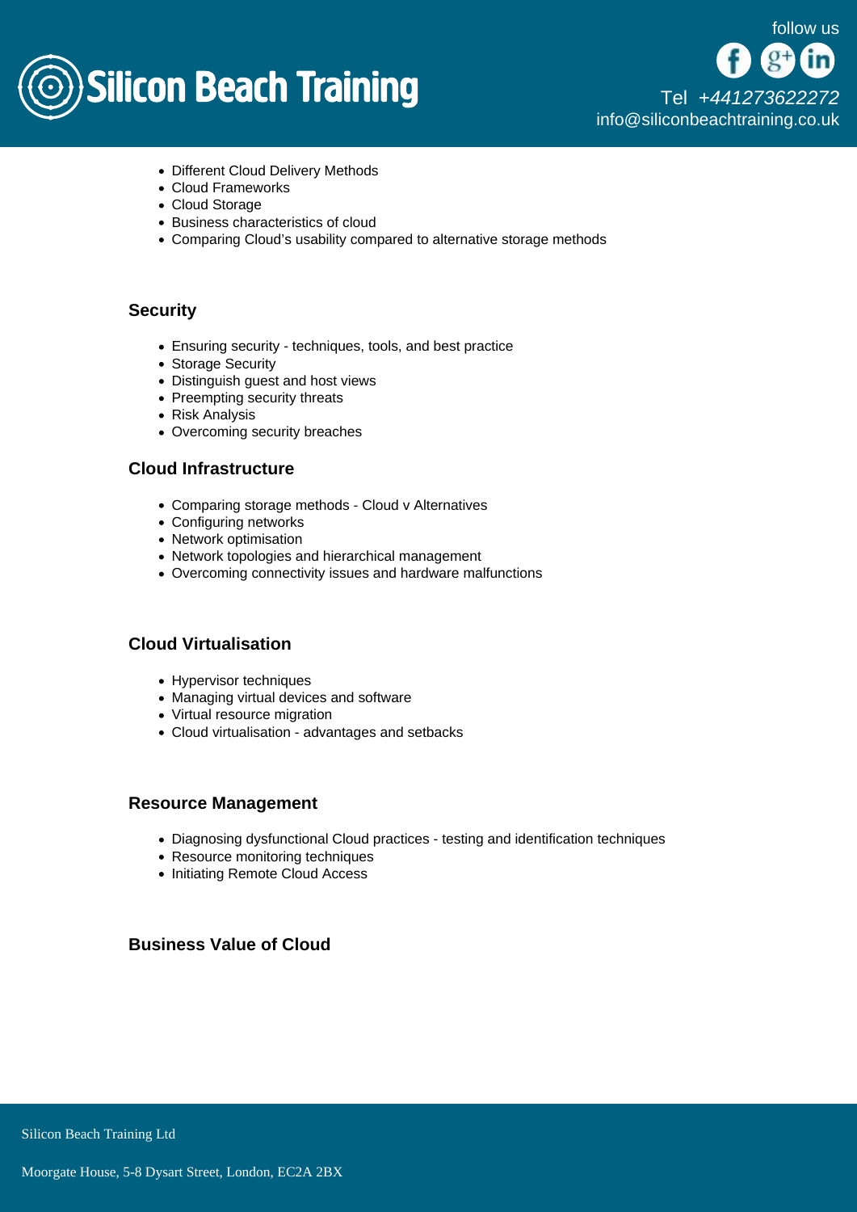- Different Cloud Delivery Methods
- Cloud Frameworks
- Cloud Storage
- Business characteristics of cloud
- Comparing Cloud's usability compared to alternative storage methods

### Security

- Ensuring security - techniques, tools, and best practice
- Storage Security
- Distinguish guest and host views
- Preempting security threats
- Risk Analysis
- Overcoming security breaches

### Cloud Infrastructure

- Comparing storage methods - Cloud v Alternatives
- Configuring networks
- Network optimisation
- Network topologies and hierarchical management
- Overcoming connectivity issues and hardware malfunctions

### Cloud Virtualisation

- Hypervisor techniques
- Managing virtual devices and software
- Virtual resource migration
- Cloud virtualisation - advantages and setbacks

### Resource Management

- Diagnosing dysfunctional Cloud practices - testing and identification techniques
- Resource monitoring techniques
- Initiating Remote Cloud Access

### Business Value of Cloud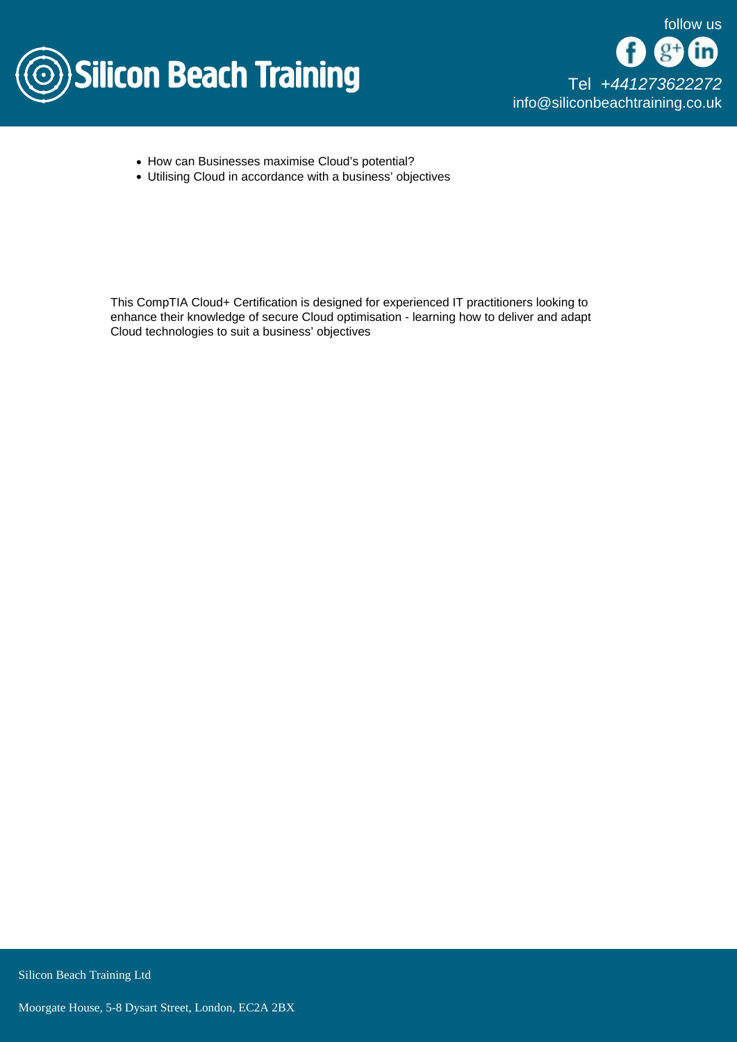- How can Businesses maximise Cloud's potential?
- Utilising Cloud in accordance with a business' objectives

This CompTIA Cloud+ Certification is designed for experienced IT practitioners looking to enhance their knowledge of secure Cloud optimisation - learning how to deliver and adapt Cloud technologies to suit a business' objectives